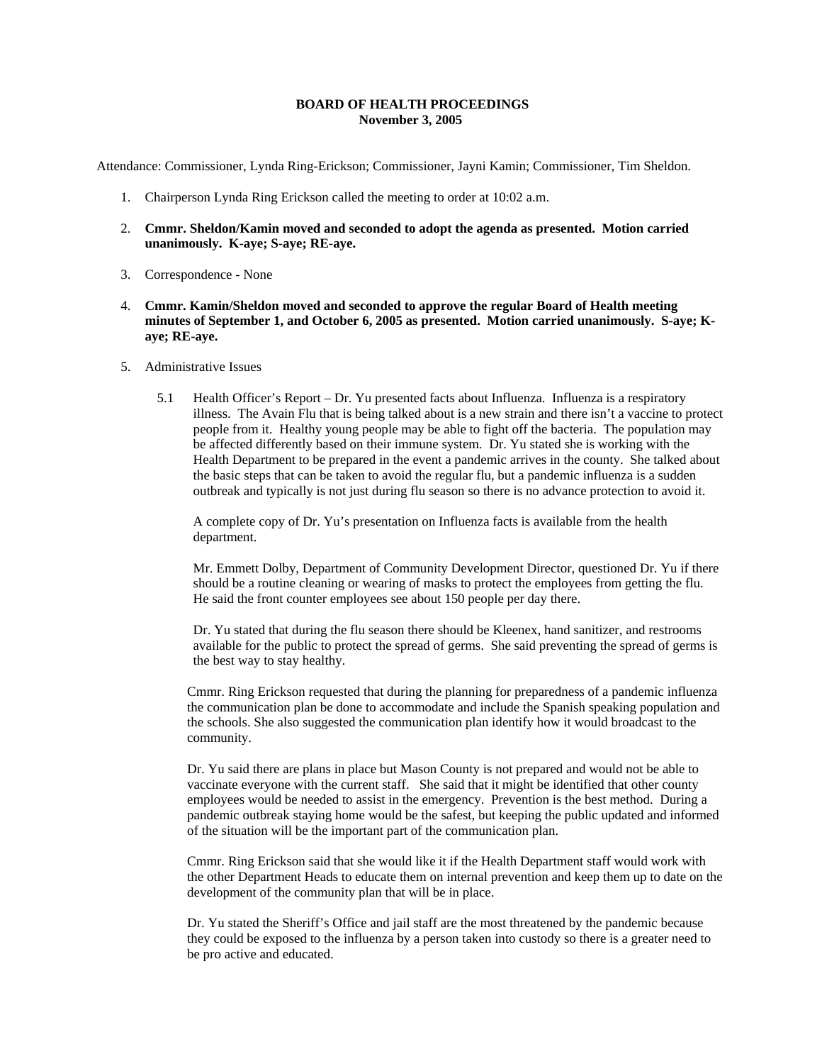**BOARD OF HEALTH PROCEEDINGS**
**November 3, 2005**

Attendance: Commissioner, Lynda Ring-Erickson; Commissioner, Jayni Kamin; Commissioner, Tim Sheldon.

1. Chairperson Lynda Ring Erickson called the meeting to order at 10:02 a.m.

2. **Cmmr. Sheldon/Kamin moved and seconded to adopt the agenda as presented. Motion carried unanimously. K-aye; S-aye; RE-aye.**

3. Correspondence - None

4. **Cmmr. Kamin/Sheldon moved and seconded to approve the regular Board of Health meeting minutes of September 1, and October 6, 2005 as presented. Motion carried unanimously. S-aye; K-aye; RE-aye.**

5. Administrative Issues

   5.1 Health Officer's Report – Dr. Yu presented facts about Influenza. Influenza is a respiratory illness. The Avain Flu that is being talked about is a new strain and there isn't a vaccine to protect people from it. Healthy young people may be able to fight off the bacteria. The population may be affected differently based on their immune system. Dr. Yu stated she is working with the Health Department to be prepared in the event a pandemic arrives in the county. She talked about the basic steps that can be taken to avoid the regular flu, but a pandemic influenza is a sudden outbreak and typically is not just during flu season so there is no advance protection to avoid it.

   A complete copy of Dr. Yu's presentation on Influenza facts is available from the health department.

   Mr. Emmett Dolby, Department of Community Development Director, questioned Dr. Yu if there should be a routine cleaning or wearing of masks to protect the employees from getting the flu. He said the front counter employees see about 150 people per day there.

   Dr. Yu stated that during the flu season there should be Kleenex, hand sanitizer, and restrooms available for the public to protect the spread of germs. She said preventing the spread of germs is the best way to stay healthy.

   Cmmr. Ring Erickson requested that during the planning for preparedness of a pandemic influenza the communication plan be done to accommodate and include the Spanish speaking population and the schools. She also suggested the communication plan identify how it would broadcast to the community.

   Dr. Yu said there are plans in place but Mason County is not prepared and would not be able to vaccinate everyone with the current staff. She said that it might be identified that other county employees would be needed to assist in the emergency. Prevention is the best method. During a pandemic outbreak staying home would be the safest, but keeping the public updated and informed of the situation will be the important part of the communication plan.

   Cmmr. Ring Erickson said that she would like it if the Health Department staff would work with the other Department Heads to educate them on internal prevention and keep them up to date on the development of the community plan that will be in place.

   Dr. Yu stated the Sheriff's Office and jail staff are the most threatened by the pandemic because they could be exposed to the influenza by a person taken into custody so there is a greater need to be pro active and educated.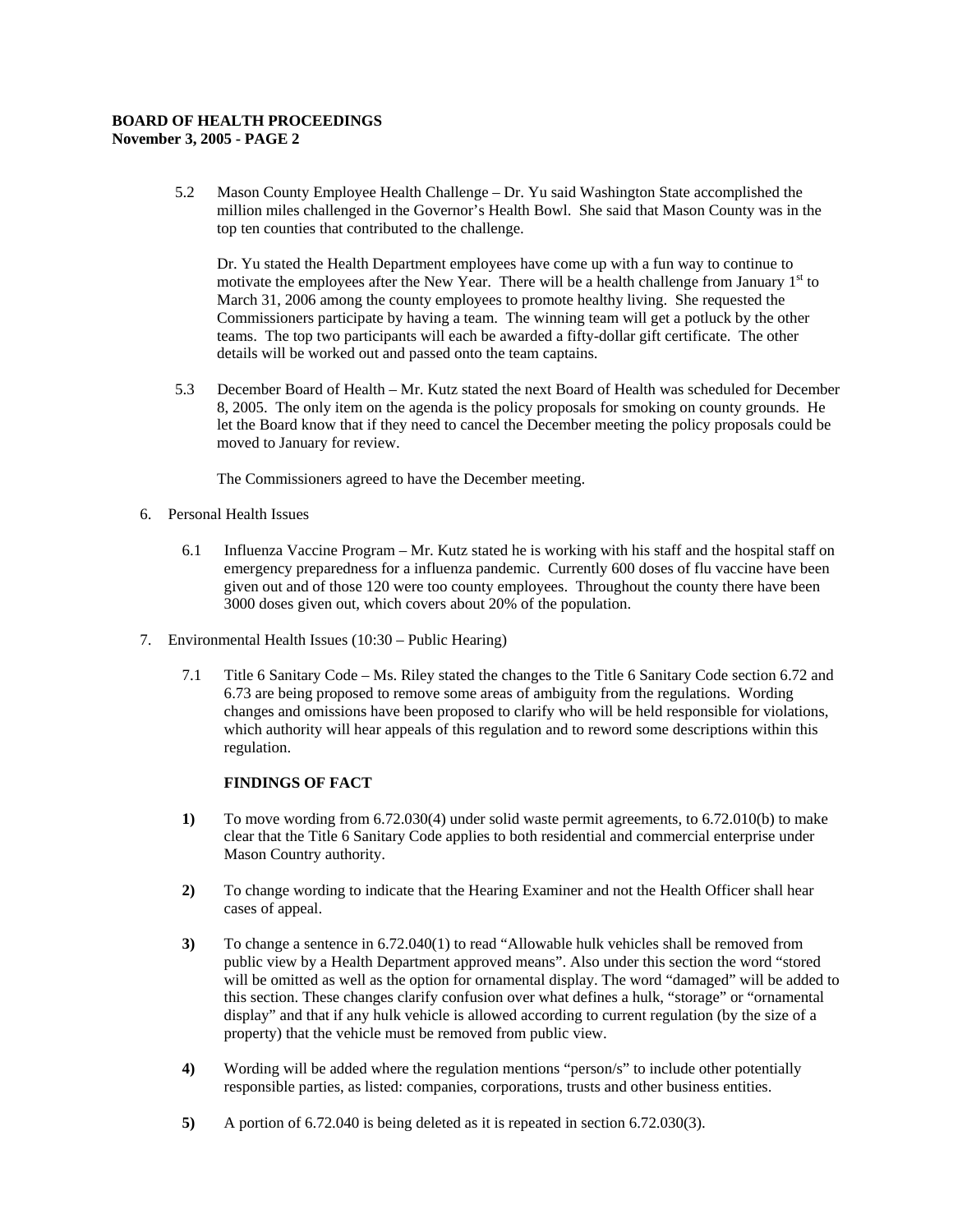5.2 Mason County Employee Health Challenge – Dr. Yu said Washington State accomplished the million miles challenged in the Governor's Health Bowl. She said that Mason County was in the top ten counties that contributed to the challenge.

Dr. Yu stated the Health Department employees have come up with a fun way to continue to motivate the employees after the New Year. There will be a health challenge from January 1st to March 31, 2006 among the county employees to promote healthy living. She requested the Commissioners participate by having a team. The winning team will get a potluck by the other teams. The top two participants will each be awarded a fifty-dollar gift certificate. The other details will be worked out and passed onto the team captains.

5.3 December Board of Health – Mr. Kutz stated the next Board of Health was scheduled for December 8, 2005. The only item on the agenda is the policy proposals for smoking on county grounds. He let the Board know that if they need to cancel the December meeting the policy proposals could be moved to January for review.

The Commissioners agreed to have the December meeting.

6. Personal Health Issues

6.1 Influenza Vaccine Program – Mr. Kutz stated he is working with his staff and the hospital staff on emergency preparedness for a influenza pandemic. Currently 600 doses of flu vaccine have been given out and of those 120 were too county employees. Throughout the county there have been 3000 doses given out, which covers about 20% of the population.

7. Environmental Health Issues (10:30 – Public Hearing)

7.1 Title 6 Sanitary Code – Ms. Riley stated the changes to the Title 6 Sanitary Code section 6.72 and 6.73 are being proposed to remove some areas of ambiguity from the regulations. Wording changes and omissions have been proposed to clarify who will be held responsible for violations, which authority will hear appeals of this regulation and to reword some descriptions within this regulation.

**FINDINGS OF FACT**

**1)** To move wording from 6.72.030(4) under solid waste permit agreements, to 6.72.010(b) to make clear that the Title 6 Sanitary Code applies to both residential and commercial enterprise under Mason Country authority.

**2)** To change wording to indicate that the Hearing Examiner and not the Health Officer shall hear cases of appeal.

**3)** To change a sentence in 6.72.040(1) to read "Allowable hulk vehicles shall be removed from public view by a Health Department approved means". Also under this section the word "stored will be omitted as well as the option for ornamental display. The word "damaged" will be added to this section. These changes clarify confusion over what defines a hulk, "storage" or "ornamental display" and that if any hulk vehicle is allowed according to current regulation (by the size of a property) that the vehicle must be removed from public view.

**4)** Wording will be added where the regulation mentions "person/s" to include other potentially responsible parties, as listed: companies, corporations, trusts and other business entities.

**5)** A portion of 6.72.040 is being deleted as it is repeated in section 6.72.030(3).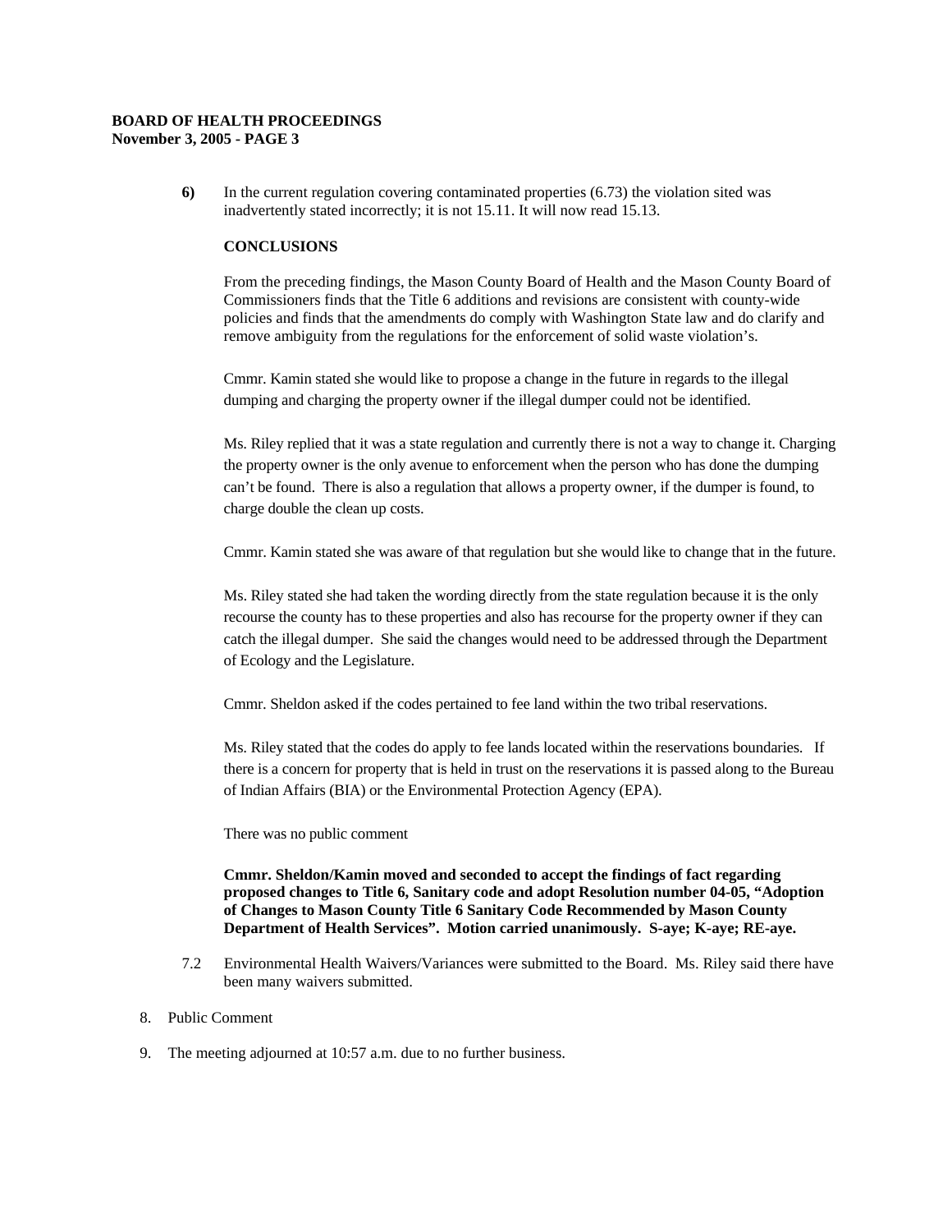6) In the current regulation covering contaminated properties (6.73) the violation sited was inadvertently stated incorrectly; it is not 15.11. It will now read 15.13.

**CONCLUSIONS**

From the preceding findings, the Mason County Board of Health and the Mason County Board of Commissioners finds that the Title 6 additions and revisions are consistent with county-wide policies and finds that the amendments do comply with Washington State law and do clarify and remove ambiguity from the regulations for the enforcement of solid waste violation's.

Cmmr. Kamin stated she would like to propose a change in the future in regards to the illegal dumping and charging the property owner if the illegal dumper could not be identified.

Ms. Riley replied that it was a state regulation and currently there is not a way to change it. Charging the property owner is the only avenue to enforcement when the person who has done the dumping can't be found. There is also a regulation that allows a property owner, if the dumper is found, to charge double the clean up costs.

Cmmr. Kamin stated she was aware of that regulation but she would like to change that in the future.

Ms. Riley stated she had taken the wording directly from the state regulation because it is the only recourse the county has to these properties and also has recourse for the property owner if they can catch the illegal dumper. She said the changes would need to be addressed through the Department of Ecology and the Legislature.

Cmmr. Sheldon asked if the codes pertained to fee land within the two tribal reservations.

Ms. Riley stated that the codes do apply to fee lands located within the reservations boundaries. If there is a concern for property that is held in trust on the reservations it is passed along to the Bureau of Indian Affairs (BIA) or the Environmental Protection Agency (EPA).

There was no public comment

**Cmmr. Sheldon/Kamin moved and seconded to accept the findings of fact regarding proposed changes to Title 6, Sanitary code and adopt Resolution number 04-05, "Adoption of Changes to Mason County Title 6 Sanitary Code Recommended by Mason County Department of Health Services". Motion carried unanimously. S-aye; K-aye; RE-aye.**

7.2 Environmental Health Waivers/Variances were submitted to the Board. Ms. Riley said there have been many waivers submitted.

8. Public Comment

9. The meeting adjourned at 10:57 a.m. due to no further business.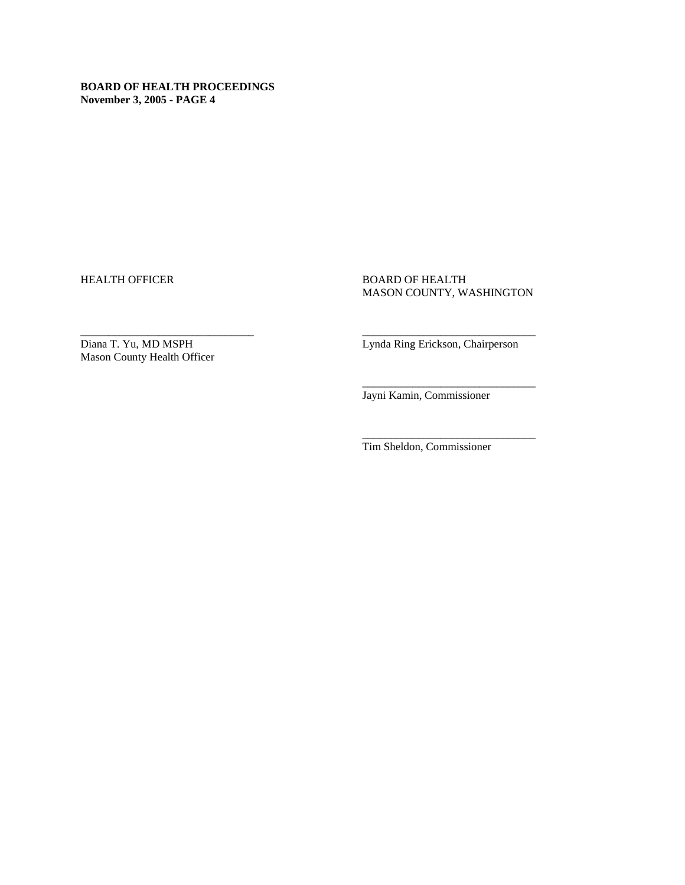**BOARD OF HEALTH PROCEEDINGS**
**November 3, 2005 - PAGE 4**

| | |
|---|---|
| HEALTH OFFICER | BOARD OF HEALTH<br>MASON COUNTY, WASHINGTON |
| ______________________________<br>Diana T. Yu, MD MSPH<br>Mason County Health Officer | ______________________________<br>Lynda Ring Erickson, Chairperson |
| | ______________________________<br>Jayni Kamin, Commissioner |
| | ______________________________<br>Tim Sheldon, Commissioner |